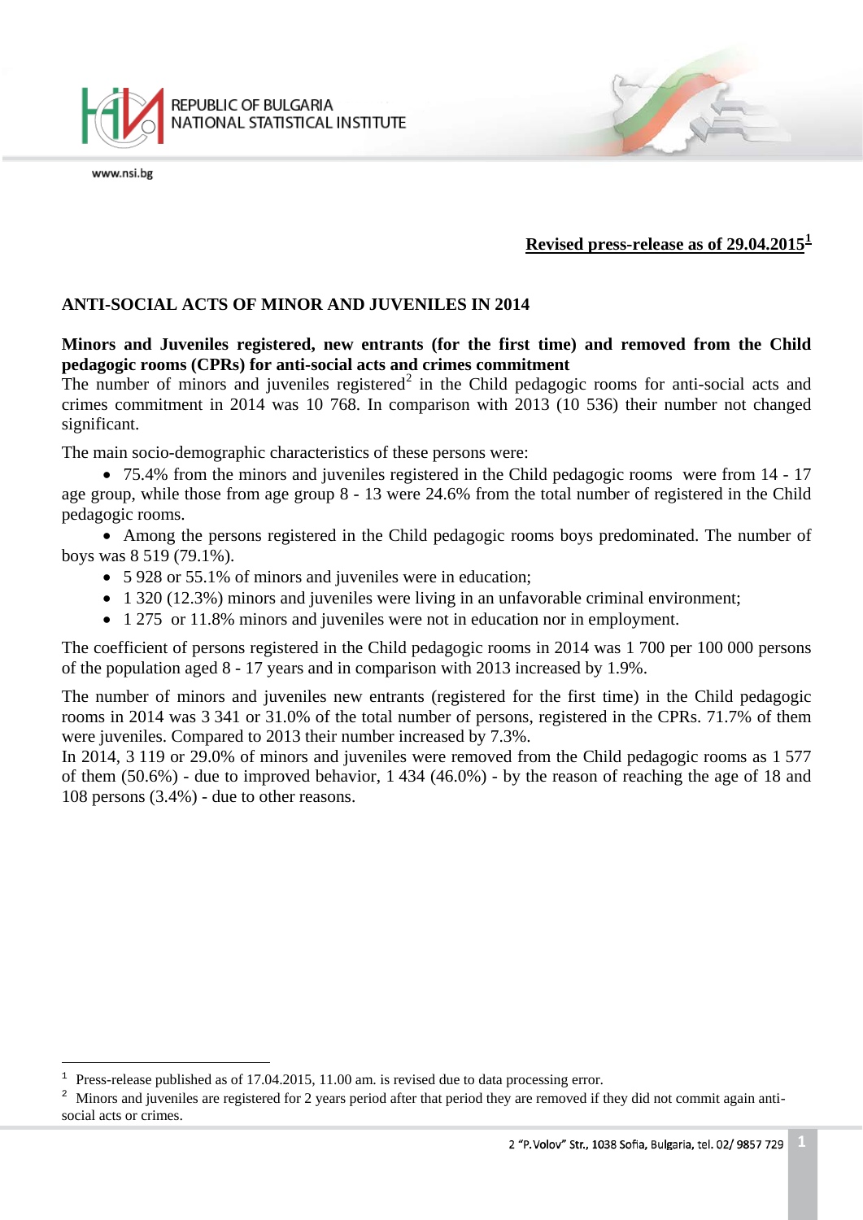**Revised press-release as of 29.04.2015[1]**

# ANTI-SOCIAL ACTS OF MINOR AND JUVENILES IN 2014

**Minors and Juveniles registered, new entrants (for the first time) and removed from the Child pedagogic rooms (CPRs) for anti-social acts and crimes commitment**

The number of minors and juveniles registered[2] in the Child pedagogic rooms for anti-social acts and crimes commitment in 2014 was 10 768. In comparison with 2013 (10 536) their number not changed significant.

The main socio-demographic characteristics of these persons were:

- 75.4% from the minors and juveniles registered in the Child pedagogic rooms were from 14 - 17 age group, while those from age group 8 - 13 were 24.6% from the total number of registered in the Child pedagogic rooms.
- Among the persons registered in the Child pedagogic rooms boys predominated. The number of boys was 8 519 (79.1%).
- 5 928 or 55.1% of minors and juveniles were in education;
- 1 320 (12.3%) minors and juveniles were living in an unfavorable criminal environment;
- 1 275 or 11.8% minors and juveniles were not in education nor in employment.

The coefficient of persons registered in the Child pedagogic rooms in 2014 was 1 700 per 100 000 persons of the population aged 8 - 17 years and in comparison with 2013 increased by 1.9%.

The number of minors and juveniles new entrants (registered for the first time) in the Child pedagogic rooms in 2014 was 3 341 or 31.0% of the total number of persons, registered in the CPRs. 71.7% of them were juveniles. Compared to 2013 their number increased by 7.3%.

In 2014, 3 119 or 29.0% of minors and juveniles were removed from the Child pedagogic rooms as 1 577 of them (50.6%) - due to improved behavior, 1 434 (46.0%) - by the reason of reaching the age of 18 and 108 persons (3.4%) - due to other reasons.

---

[1] Press-release published as of 17.04.2015, 11.00 am. is revised due to data processing error.

[2] Minors and juveniles are registered for 2 years period after that period they are removed if they did not commit again anti-social acts or crimes.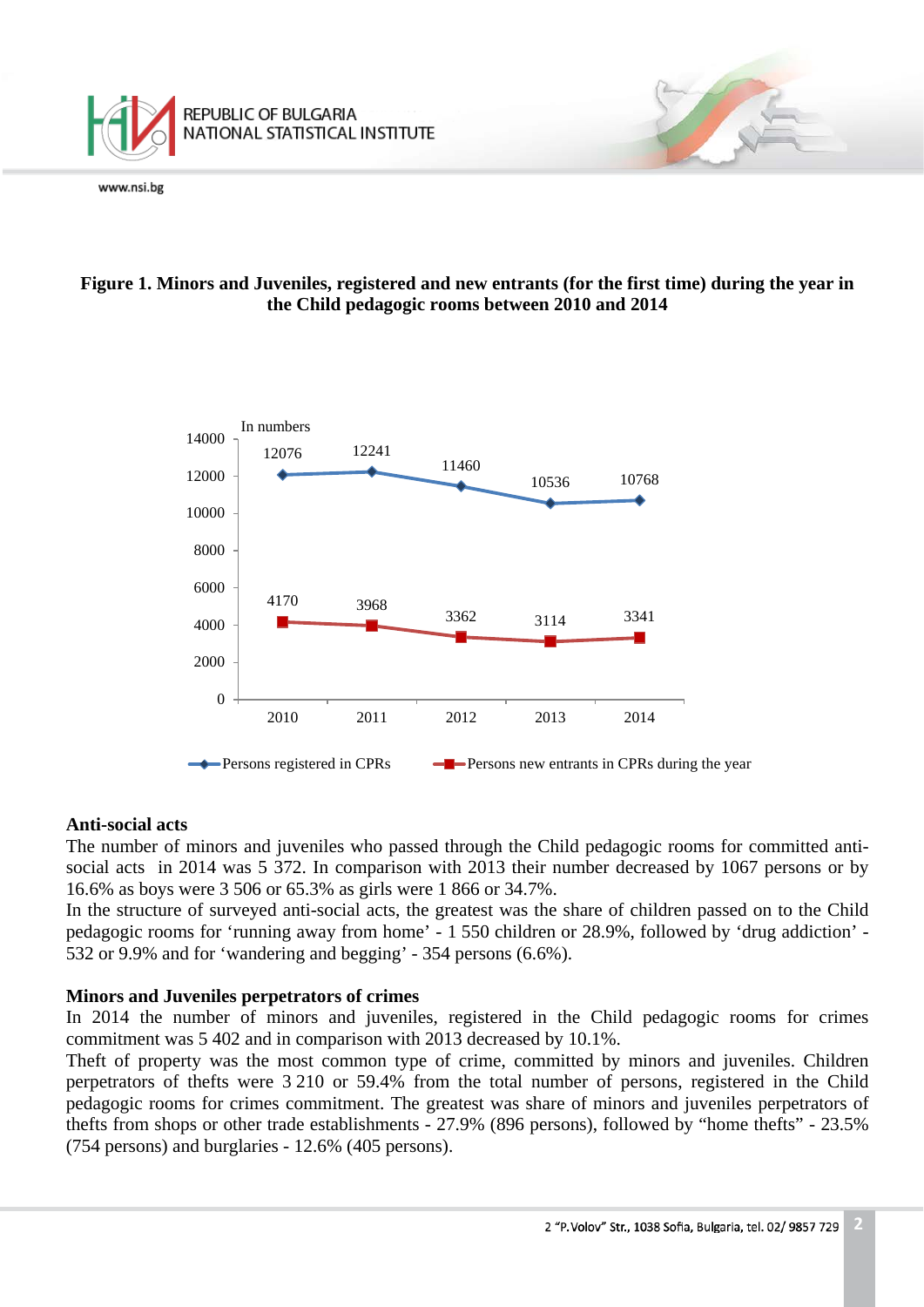**Figure 1. Minors and Juveniles, registered and new entrants (for the first time) during the year in the Child pedagogic rooms between 2010 and 2014**

In numbers

| | 2010 | 2011 | 2012 | 2013 | 2014 |
|---|---|---|---|---|---|
| Persons registered in CPRs | 12076 | 12241 | 11460 | 10536 | 10768 |
| Persons new entrants in CPRs during the year | 4170 | 3968 | 3362 | 3114 | 3341 |

**Anti-social acts**

The number of minors and juveniles who passed through the Child pedagogic rooms for committed anti-social acts in 2014 was 5 372. In comparison with 2013 their number decreased by 1067 persons or by 16.6% as boys were 3 506 or 65.3% as girls were 1 866 or 34.7%.

In the structure of surveyed anti-social acts, the greatest was the share of children passed on to the Child pedagogic rooms for 'running away from home' - 1 550 children or 28.9%, followed by 'drug addiction' - 532 or 9.9% and for 'wandering and begging' - 354 persons (6.6%).

**Minors and Juveniles perpetrators of crimes**

In 2014 the number of minors and juveniles, registered in the Child pedagogic rooms for crimes commitment was 5 402 and in comparison with 2013 decreased by 10.1%.

Theft of property was the most common type of crime, committed by minors and juveniles. Children perpetrators of thefts were 3 210 or 59.4% from the total number of persons, registered in the Child pedagogic rooms for crimes commitment. The greatest was share of minors and juveniles perpetrators of thefts from shops or other trade establishments - 27.9% (896 persons), followed by "home thefts" - 23.5% (754 persons) and burglaries - 12.6% (405 persons).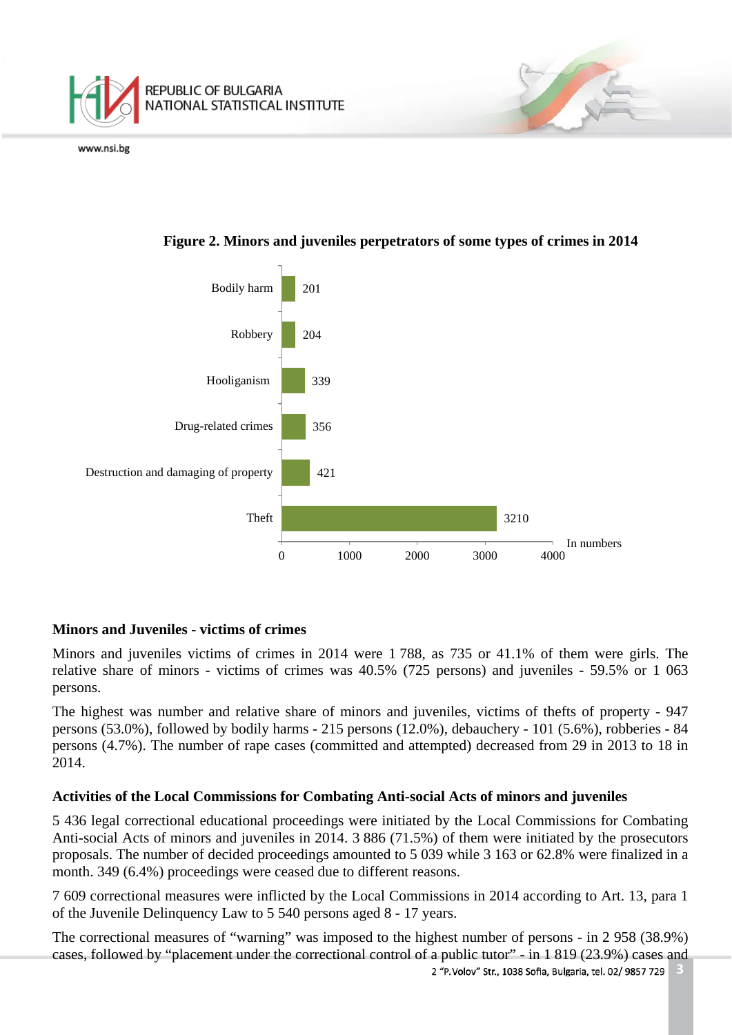**Figure 2. Minors and juveniles perpetrators of some types of crimes in 2014**

| Type of crime | In numbers |
|---|---|
| Bodily harm | 201 |
| Robbery | 204 |
| Hooliganism | 339 |
| Drug-related crimes | 356 |
| Destruction and damaging of property | 421 |
| Theft | 3210 |

### Minors and Juveniles - victims of crimes

Minors and juveniles victims of crimes in 2014 were 1 788, as 735 or 41.1% of them were girls. The relative share of minors - victims of crimes was 40.5% (725 persons) and juveniles - 59.5% or 1 063 persons.

The highest was number and relative share of minors and juveniles, victims of thefts of property - 947 persons (53.0%), followed by bodily harms - 215 persons (12.0%), debauchery - 101 (5.6%), robberies - 84 persons (4.7%). The number of rape cases (committed and attempted) decreased from 29 in 2013 to 18 in 2014.

### Activities of the Local Commissions for Combating Anti-social Acts of minors and juveniles

5 436 legal correctional educational proceedings were initiated by the Local Commissions for Combating Anti-social Acts of minors and juveniles in 2014. 3 886 (71.5%) of them were initiated by the prosecutors proposals. The number of decided proceedings amounted to 5 039 while 3 163 or 62.8% were finalized in a month. 349 (6.4%) proceedings were ceased due to different reasons.

7 609 correctional measures were inflicted by the Local Commissions in 2014 according to Art. 13, para 1 of the Juvenile Delinquency Law to 5 540 persons aged 8 - 17 years.

The correctional measures of "warning" was imposed to the highest number of persons - in 2 958 (38.9%) cases, followed by "placement under the correctional control of a public tutor" - in 1 819 (23.9%) cases and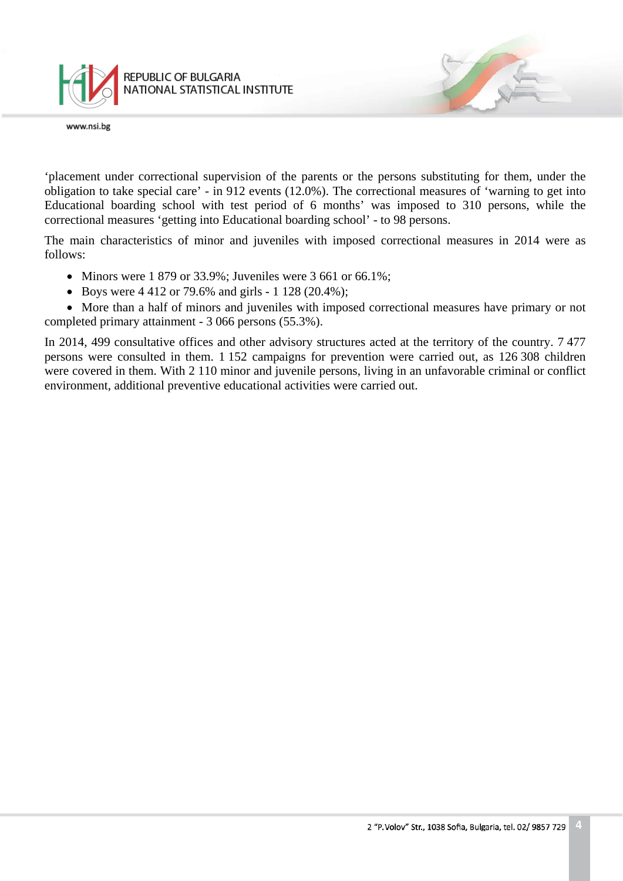'placement under correctional supervision of the parents or the persons substituting for them, under the obligation to take special care' - in 912 events (12.0%). The correctional measures of 'warning to get into Educational boarding school with test period of 6 months' was imposed to 310 persons, while the correctional measures 'getting into Educational boarding school' - to 98 persons.

The main characteristics of minor and juveniles with imposed correctional measures in 2014 were as follows:

- Minors were 1 879 or 33.9%; Juveniles were 3 661 or 66.1%;
- Boys were 4 412 or 79.6% and girls - 1 128 (20.4%);
- More than a half of minors and juveniles with imposed correctional measures have primary or not completed primary attainment - 3 066 persons (55.3%).

In 2014, 499 consultative offices and other advisory structures acted at the territory of the country. 7 477 persons were consulted in them. 1 152 campaigns for prevention were carried out, as 126 308 children were covered in them. With 2 110 minor and juvenile persons, living in an unfavorable criminal or conflict environment, additional preventive educational activities were carried out.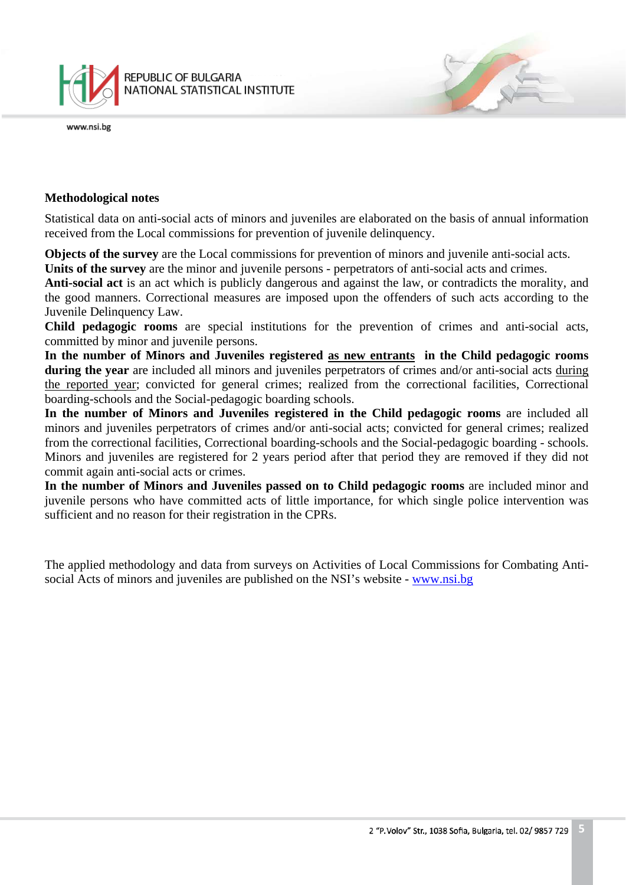## Methodological notes

Statistical data on anti-social acts of minors and juveniles are elaborated on the basis of annual information received from the Local commissions for prevention of juvenile delinquency.

**Objects of the survey** are the Local commissions for prevention of minors and juvenile anti-social acts.
**Units of the survey** are the minor and juvenile persons - perpetrators of anti-social acts and crimes.
**Anti-social act** is an act which is publicly dangerous and against the law, or contradicts the morality, and the good manners. Correctional measures are imposed upon the offenders of such acts according to the Juvenile Delinquency Law.
**Child pedagogic rooms** are special institutions for the prevention of crimes and anti-social acts, committed by minor and juvenile persons.
**In the number of Minors and Juveniles registered as new entrants in the Child pedagogic rooms during the year** are included all minors and juveniles perpetrators of crimes and/or anti-social acts during the reported year; convicted for general crimes; realized from the correctional facilities, Correctional boarding-schools and the Social-pedagogic boarding schools.
**In the number of Minors and Juveniles registered in the Child pedagogic rooms** are included all minors and juveniles perpetrators of crimes and/or anti-social acts; convicted for general crimes; realized from the correctional facilities, Correctional boarding-schools and the Social-pedagogic boarding - schools. Minors and juveniles are registered for 2 years period after that period they are removed if they did not commit again anti-social acts or crimes.
**In the number of Minors and Juveniles passed on to Child pedagogic rooms** are included minor and juvenile persons who have committed acts of little importance, for which single police intervention was sufficient and no reason for their registration in the CPRs.

The applied methodology and data from surveys on Activities of Local Commissions for Combating Anti-social Acts of minors and juveniles are published on the NSI's website - www.nsi.bg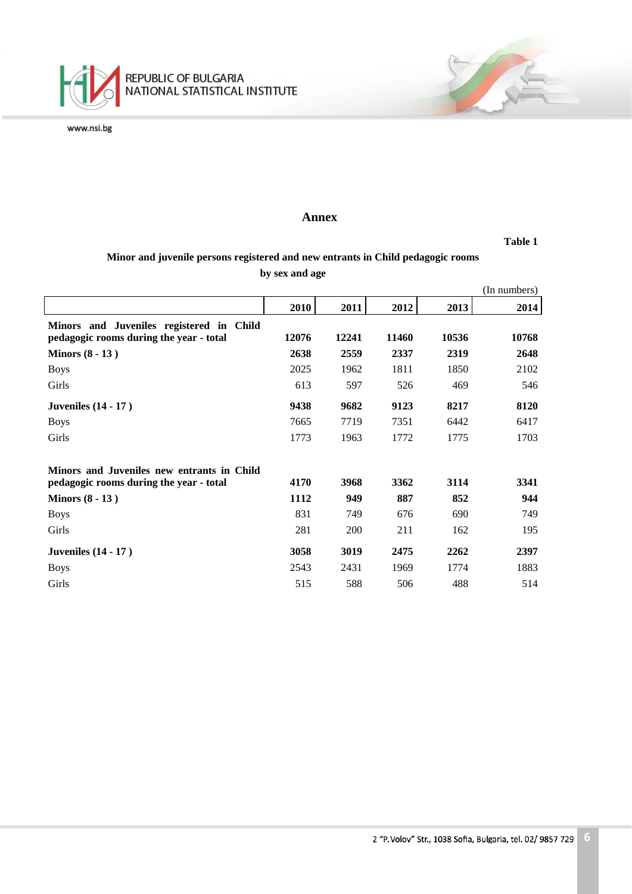## Annex

**Table 1**

**Minor and juvenile persons registered and new entrants in Child pedagogic rooms by sex and age**

(In numbers)

| | 2010 | 2011 | 2012 | 2013 | 2014 |
|---|---|---|---|---|---|
| **Minors and Juveniles registered in Child pedagogic rooms during the year - total** | **12076** | **12241** | **11460** | **10536** | **10768** |
| **Minors (8 - 13 )** | **2638** | **2559** | **2337** | **2319** | **2648** |
| Boys | 2025 | 1962 | 1811 | 1850 | 2102 |
| Girls | 613 | 597 | 526 | 469 | 546 |
| **Juveniles (14 - 17 )** | **9438** | **9682** | **9123** | **8217** | **8120** |
| Boys | 7665 | 7719 | 7351 | 6442 | 6417 |
| Girls | 1773 | 1963 | 1772 | 1775 | 1703 |
| **Minors and Juveniles new entrants in Child pedagogic rooms during the year - total** | **4170** | **3968** | **3362** | **3114** | **3341** |
| **Minors (8 - 13 )** | **1112** | **949** | **887** | **852** | **944** |
| Boys | 831 | 749 | 676 | 690 | 749 |
| Girls | 281 | 200 | 211 | 162 | 195 |
| **Juveniles (14 - 17 )** | **3058** | **3019** | **2475** | **2262** | **2397** |
| Boys | 2543 | 2431 | 1969 | 1774 | 1883 |
| Girls | 515 | 588 | 506 | 488 | 514 |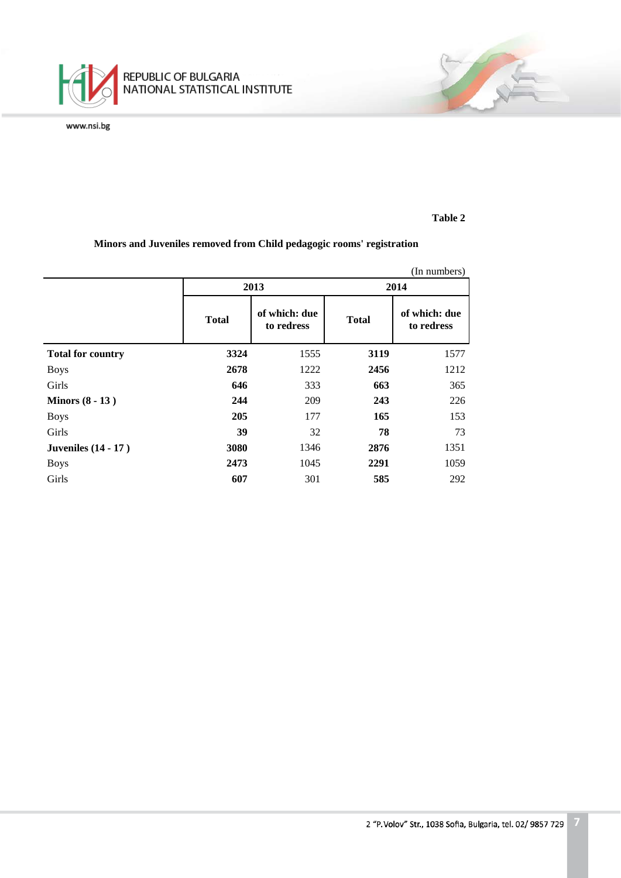**Table 2**

**Minors and Juveniles removed from Child pedagogic rooms' registration**

(In numbers)

| | 2013 | | 2014 | |
|---|---|---|---|---|
| | **Total** | **of which: due to redress** | **Total** | **of which: due to redress** |
| **Total for country** | **3324** | 1555 | **3119** | 1577 |
| Boys | **2678** | 1222 | **2456** | 1212 |
| Girls | **646** | 333 | **663** | 365 |
| **Minors (8 - 13 )** | **244** | 209 | **243** | 226 |
| Boys | **205** | 177 | **165** | 153 |
| Girls | **39** | 32 | **78** | 73 |
| **Juveniles (14 - 17 )** | **3080** | 1346 | **2876** | 1351 |
| Boys | **2473** | 1045 | **2291** | 1059 |
| Girls | **607** | 301 | **585** | 292 |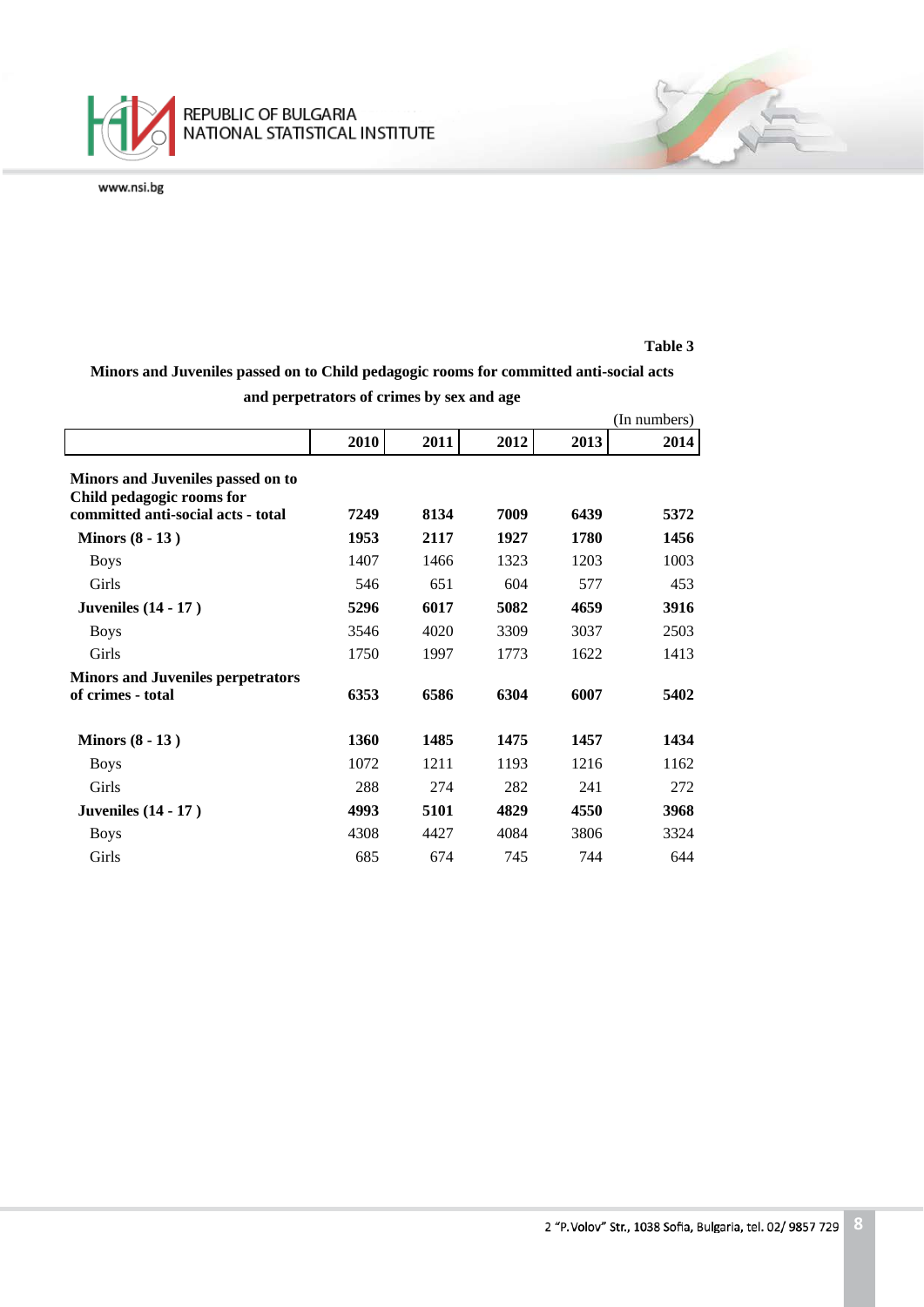**Table 3**

**Minors and Juveniles passed on to Child pedagogic rooms for committed anti-social acts and perpetrators of crimes by sex and age**

(In numbers)

| | 2010 | 2011 | 2012 | 2013 | 2014 |
|---|---|---|---|---|---|
| **Minors and Juveniles passed on to Child pedagogic rooms for committed anti-social acts - total** | **7249** | **8134** | **7009** | **6439** | **5372** |
| **Minors (8 - 13 )** | **1953** | **2117** | **1927** | **1780** | **1456** |
| Boys | 1407 | 1466 | 1323 | 1203 | 1003 |
| Girls | 546 | 651 | 604 | 577 | 453 |
| **Juveniles (14 - 17 )** | **5296** | **6017** | **5082** | **4659** | **3916** |
| Boys | 3546 | 4020 | 3309 | 3037 | 2503 |
| Girls | 1750 | 1997 | 1773 | 1622 | 1413 |
| **Minors and Juveniles perpetrators of crimes - total** | **6353** | **6586** | **6304** | **6007** | **5402** |
| **Minors (8 - 13 )** | **1360** | **1485** | **1475** | **1457** | **1434** |
| Boys | 1072 | 1211 | 1193 | 1216 | 1162 |
| Girls | 288 | 274 | 282 | 241 | 272 |
| **Juveniles (14 - 17 )** | **4993** | **5101** | **4829** | **4550** | **3968** |
| Boys | 4308 | 4427 | 4084 | 3806 | 3324 |
| Girls | 685 | 674 | 745 | 744 | 644 |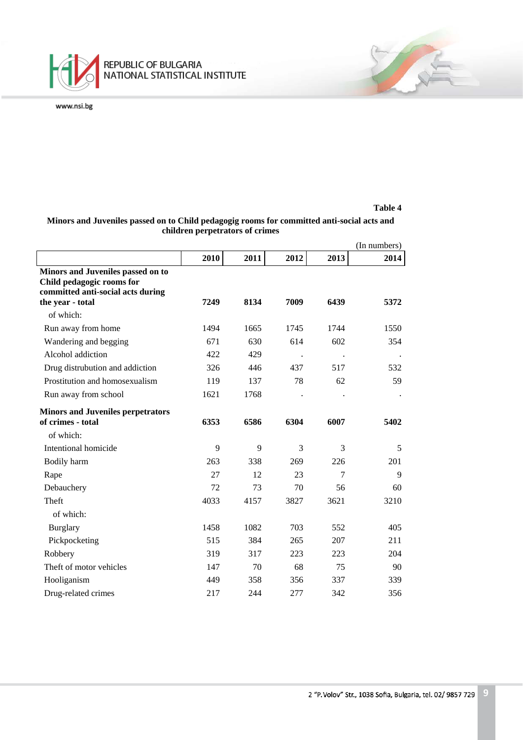**Table 4**

**Minors and Juveniles passed on to Child pedagogig rooms for committed anti-social acts and children perpetrators of crimes**

(In numbers)

| | 2010 | 2011 | 2012 | 2013 | 2014 |
|---|---|---|---|---|---|
| **Minors and Juveniles passed on to Child pedagogic rooms for committed anti-social acts during the year - total** | **7249** | **8134** | **7009** | **6439** | **5372** |
| of which: | | | | | |
| Run away from home | 1494 | 1665 | 1745 | 1744 | 1550 |
| Wandering and begging | 671 | 630 | 614 | 602 | 354 |
| Alcohol addiction | 422 | 429 | . | . | . |
| Drug distrubution and addiction | 326 | 446 | 437 | 517 | 532 |
| Prostitution and homosexualism | 119 | 137 | 78 | 62 | 59 |
| Run away from school | 1621 | 1768 | . | . | . |
| **Minors and Juveniles perpetrators of crimes - total** | **6353** | **6586** | **6304** | **6007** | **5402** |
| of which: | | | | | |
| Intentional homicide | 9 | 9 | 3 | 3 | 5 |
| Bodily harm | 263 | 338 | 269 | 226 | 201 |
| Rape | 27 | 12 | 23 | 7 | 9 |
| Debauchery | 72 | 73 | 70 | 56 | 60 |
| Theft | 4033 | 4157 | 3827 | 3621 | 3210 |
| of which: | | | | | |
| Burglary | 1458 | 1082 | 703 | 552 | 405 |
| Pickpocketing | 515 | 384 | 265 | 207 | 211 |
| Robbery | 319 | 317 | 223 | 223 | 204 |
| Theft of motor vehicles | 147 | 70 | 68 | 75 | 90 |
| Hooliganism | 449 | 358 | 356 | 337 | 339 |
| Drug-related crimes | 217 | 244 | 277 | 342 | 356 |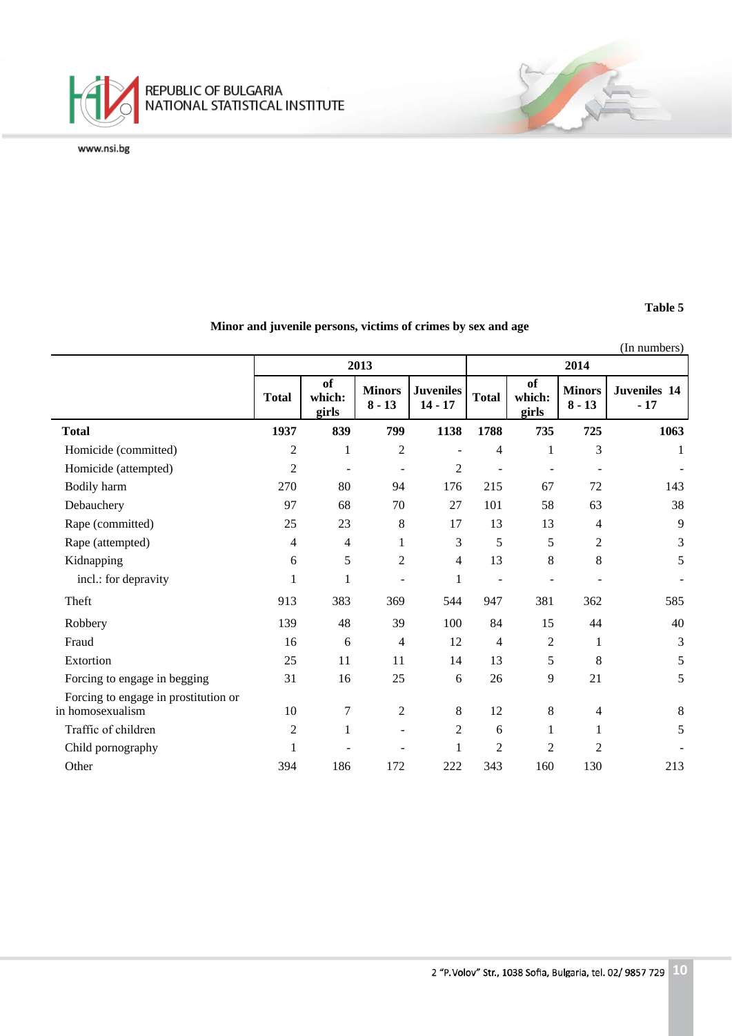Table 5

**Minor and juvenile persons, victims of crimes by sex and age**

(In numbers)

| | 2013 | | | | 2014 | | | |
|---|---|---|---|---|---|---|---|---|
| | **Total** | **of which: girls** | **Minors 8 - 13** | **Juveniles 14 - 17** | **Total** | **of which: girls** | **Minors 8 - 13** | **Juveniles 14 - 17** |
| **Total** | **1937** | **839** | **799** | **1138** | **1788** | **735** | **725** | **1063** |
| Homicide (committed) | 2 | 1 | 2 | - | 4 | 1 | 3 | 1 |
| Homicide (attempted) | 2 | - | - | 2 | - | - | - | - |
| Bodily harm | 270 | 80 | 94 | 176 | 215 | 67 | 72 | 143 |
| Debauchery | 97 | 68 | 70 | 27 | 101 | 58 | 63 | 38 |
| Rape (committed) | 25 | 23 | 8 | 17 | 13 | 13 | 4 | 9 |
| Rape (attempted) | 4 | 4 | 1 | 3 | 5 | 5 | 2 | 3 |
| Kidnapping | 6 | 5 | 2 | 4 | 13 | 8 | 8 | 5 |
| incl.: for depravity | 1 | 1 | - | 1 | - | - | - | - |
| Theft | 913 | 383 | 369 | 544 | 947 | 381 | 362 | 585 |
| Robbery | 139 | 48 | 39 | 100 | 84 | 15 | 44 | 40 |
| Fraud | 16 | 6 | 4 | 12 | 4 | 2 | 1 | 3 |
| Extortion | 25 | 11 | 11 | 14 | 13 | 5 | 8 | 5 |
| Forcing to engage in begging | 31 | 16 | 25 | 6 | 26 | 9 | 21 | 5 |
| Forcing to engage in prostitution or in homosexualism | 10 | 7 | 2 | 8 | 12 | 8 | 4 | 8 |
| Traffic of children | 2 | 1 | - | 2 | 6 | 1 | 1 | 5 |
| Child pornography | 1 | - | - | 1 | 2 | 2 | 2 | - |
| Other | 394 | 186 | 172 | 222 | 343 | 160 | 130 | 213 |